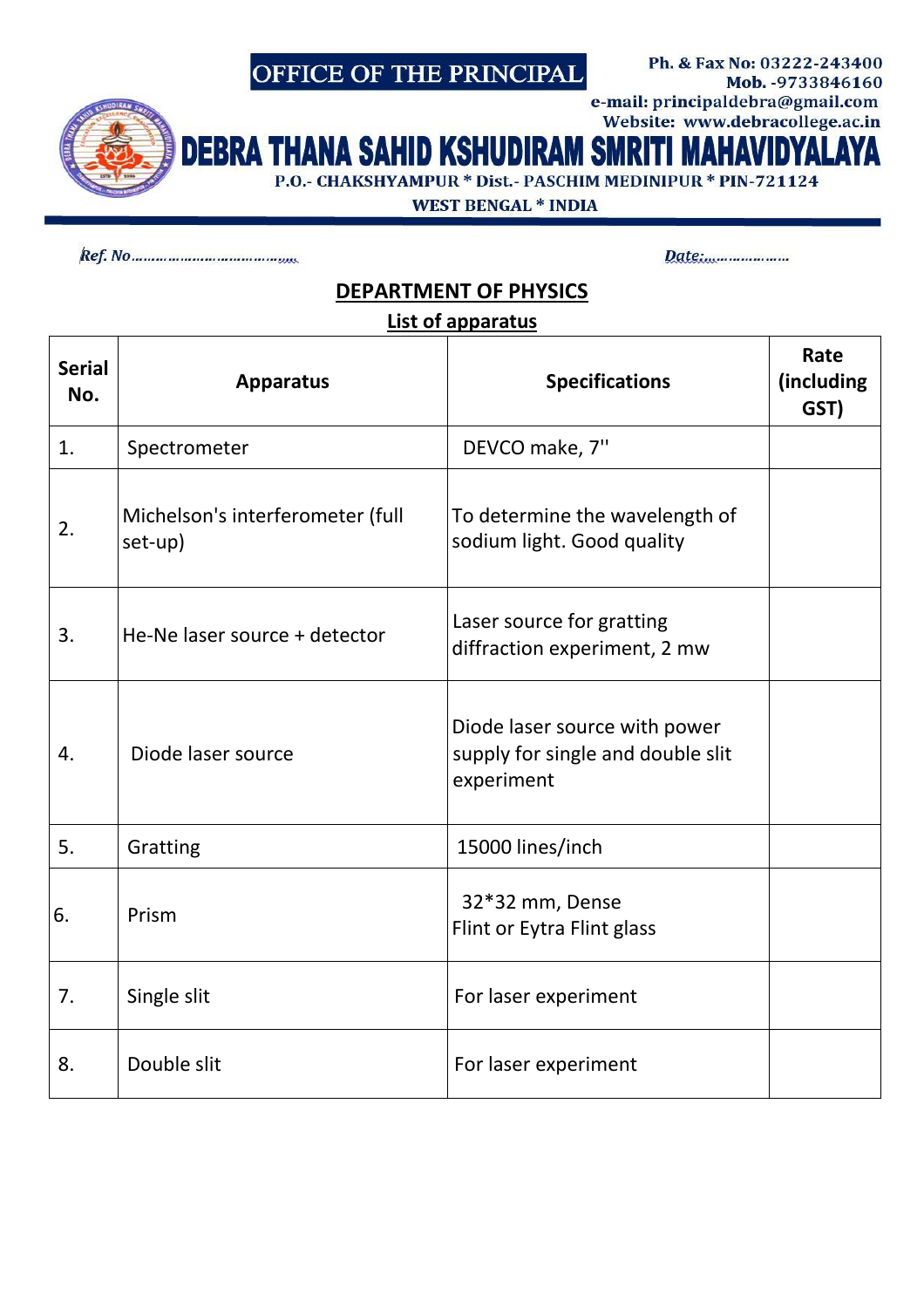OFFICE OF THE PRINCIPAL

Ph. & Fax No: 03222-243400
Mob. -9733846160
e-mail: principaldebra@gmail.com
Website: www.debracollege.ac.in

# DEBRA THANA SAHID KSHUDIRAM SMRITI MAHAVIDYALAYA

P.O.- CHAKSHYAMPUR * Dist.- PASCHIM MEDINIPUR * PIN-721124
WEST BENGAL * INDIA

Ref. No.................................... Date:..................

## DEPARTMENT OF PHYSICS

**List of apparatus**

| Serial No. | Apparatus | Specifications | Rate (including GST) |
|---|---|---|---|
| 1. | Spectrometer | DEVCO make, 7'' | |
| 2. | Michelson's interferometer (full set-up) | To determine the wavelength of sodium light. Good quality | |
| 3. | He-Ne laser source + detector | Laser source for gratting diffraction experiment, 2 mw | |
| 4. | Diode laser source | Diode laser source with power supply for single and double slit experiment | |
| 5. | Gratting | 15000 lines/inch | |
| 6. | Prism | 32*32 mm, Dense Flint or Eytra Flint glass | |
| 7. | Single slit | For laser experiment | |
| 8. | Double slit | For laser experiment | |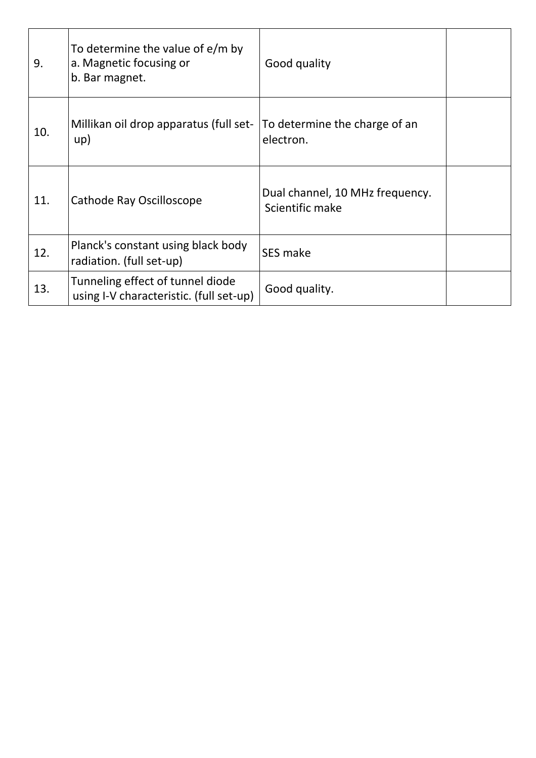| | | | |
|---|---|---|---|
| 9. | To determine the value of e/m by<br>a. Magnetic focusing or<br>b. Bar magnet. | Good quality | |
| 10. | Millikan oil drop apparatus (full set-up) | To determine the charge of an electron. | |
| 11. | Cathode Ray Oscilloscope | Dual channel, 10 MHz frequency. Scientific make | |
| 12. | Planck's constant using black body radiation. (full set-up) | SES make | |
| 13. | Tunneling effect of tunnel diode using I-V characteristic. (full set-up) | Good quality. | |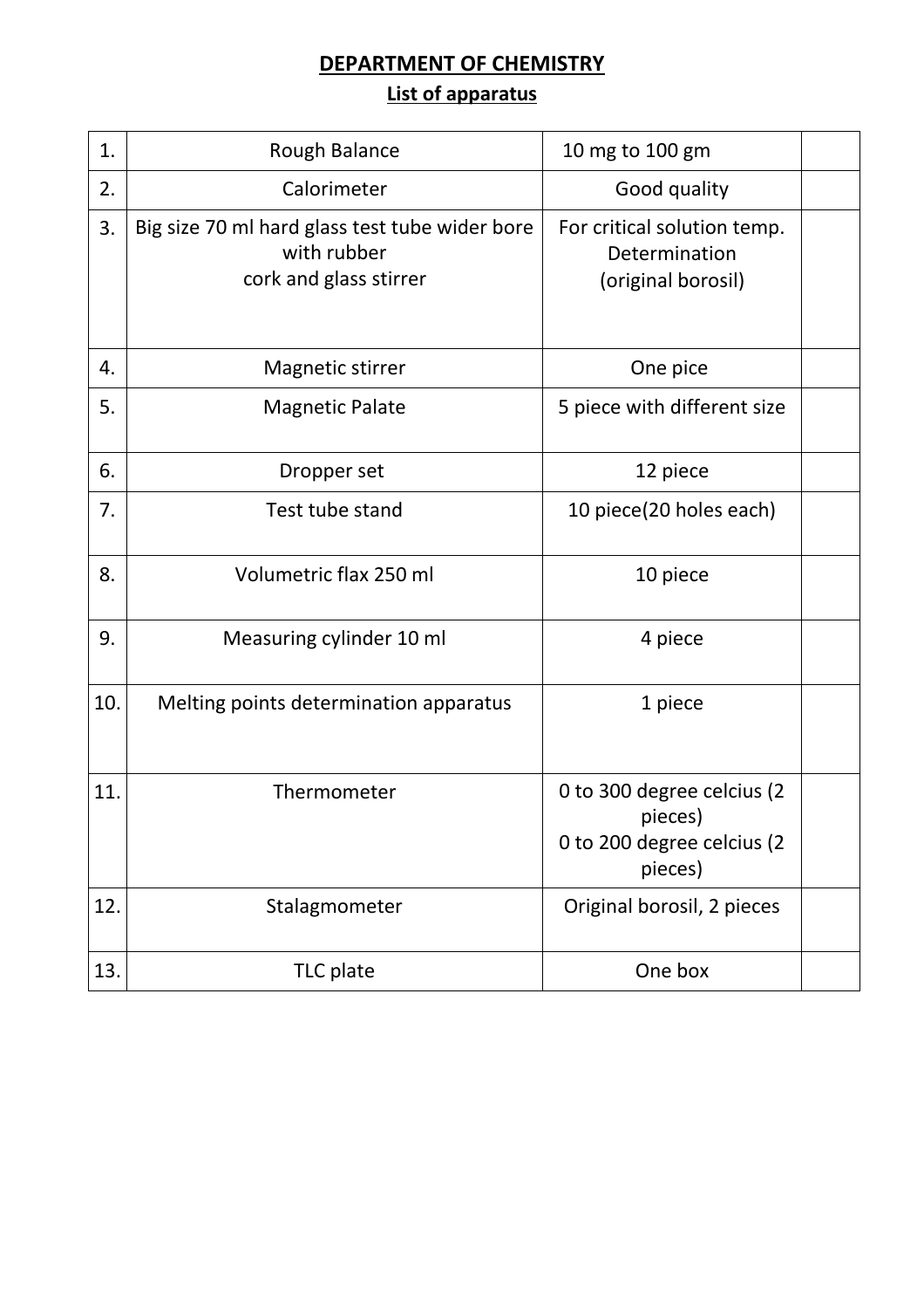## DEPARTMENT OF CHEMISTRY

### List of apparatus

| | | | |
|---|---|---|---|
| 1. | Rough Balance | 10 mg to 100 gm | |
| 2. | Calorimeter | Good quality | |
| 3. | Big size 70 ml hard glass test tube wider bore with rubber cork and glass stirrer | For critical solution temp. Determination (original borosil) | |
| 4. | Magnetic stirrer | One pice | |
| 5. | Magnetic Palate | 5 piece with different size | |
| 6. | Dropper set | 12 piece | |
| 7. | Test tube stand | 10 piece(20 holes each) | |
| 8. | Volumetric flax 250 ml | 10 piece | |
| 9. | Measuring cylinder 10 ml | 4 piece | |
| 10. | Melting points determination apparatus | 1 piece | |
| 11. | Thermometer | 0 to 300 degree celcius (2 pieces) 0 to 200 degree celcius (2 pieces) | |
| 12. | Stalagmometer | Original borosil, 2 pieces | |
| 13. | TLC plate | One box | |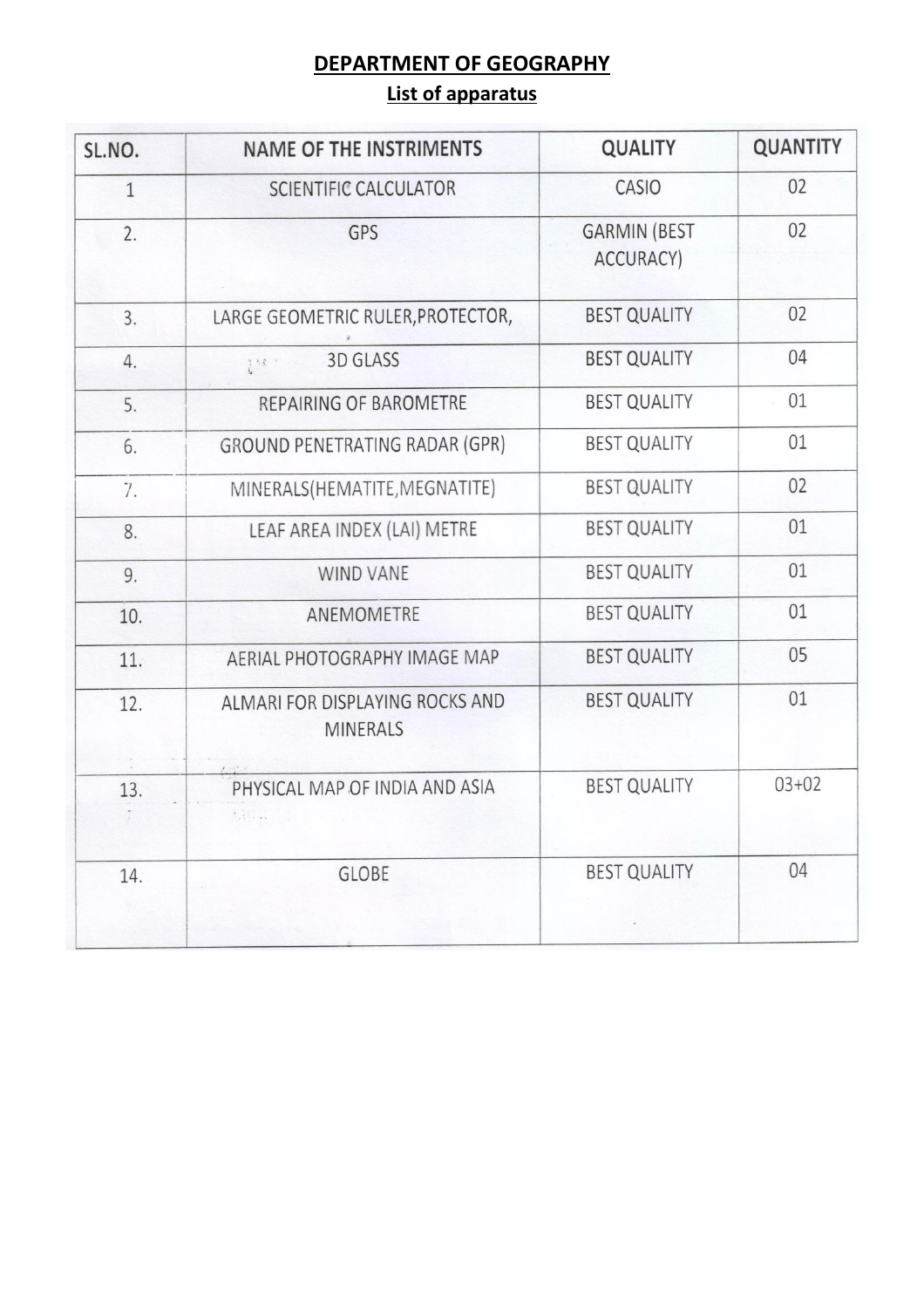## DEPARTMENT OF GEOGRAPHY

### List of apparatus

| SL.NO. | NAME OF THE INSTRIMENTS | QUALITY | QUANTITY |
|---|---|---|---|
| 1 | SCIENTIFIC CALCULATOR | CASIO | 02 |
| 2. | GPS | GARMIN (BEST ACCURACY) | 02 |
| 3. | LARGE GEOMETRIC RULER,PROTECTOR, | BEST QUALITY | 02 |
| 4. | 3D GLASS | BEST QUALITY | 04 |
| 5. | REPAIRING OF BAROMETRE | BEST QUALITY | 01 |
| 6. | GROUND PENETRATING RADAR (GPR) | BEST QUALITY | 01 |
| 7. | MINERALS(HEMATITE,MEGNATITE) | BEST QUALITY | 02 |
| 8. | LEAF AREA INDEX (LAI) METRE | BEST QUALITY | 01 |
| 9. | WIND VANE | BEST QUALITY | 01 |
| 10. | ANEMOMETRE | BEST QUALITY | 01 |
| 11. | AERIAL PHOTOGRAPHY IMAGE MAP | BEST QUALITY | 05 |
| 12. | ALMARI FOR DISPLAYING ROCKS AND MINERALS | BEST QUALITY | 01 |
| 13. | PHYSICAL MAP OF INDIA AND ASIA | BEST QUALITY | 03+02 |
| 14. | GLOBE | BEST QUALITY | 04 |